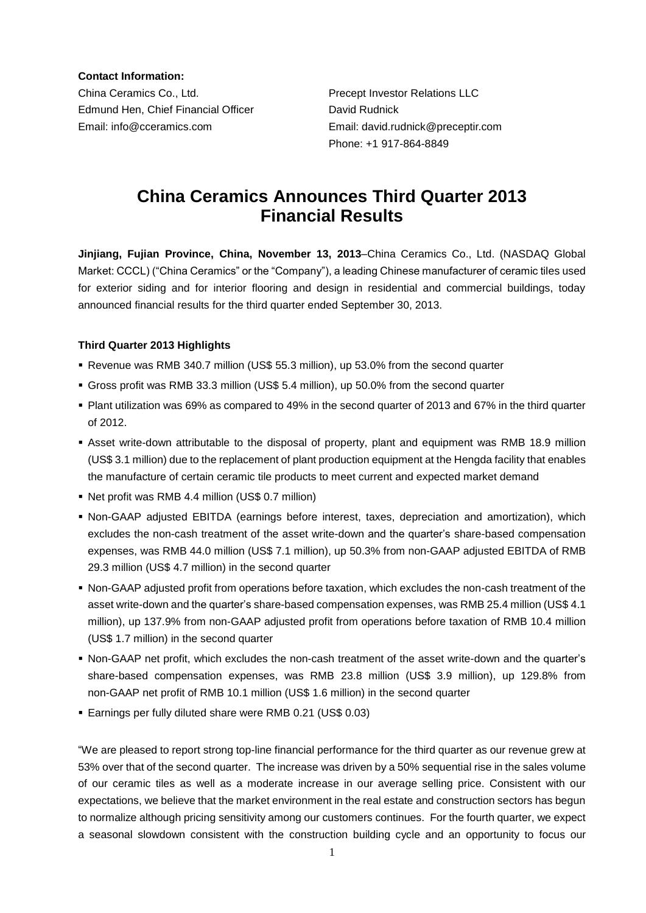**Contact Information:**

China Ceramics Co., Ltd.
Edmund Hen, Chief Financial Officer
Email: info@cceramics.com

Precept Investor Relations LLC
David Rudnick
Email: david.rudnick@preceptir.com
Phone: +1 917-864-8849

# China Ceramics Announces Third Quarter 2013 Financial Results

**Jinjiang, Fujian Province, China, November 13, 2013**–China Ceramics Co., Ltd. (NASDAQ Global Market: CCCL) ("China Ceramics" or the "Company"), a leading Chinese manufacturer of ceramic tiles used for exterior siding and for interior flooring and design in residential and commercial buildings, today announced financial results for the third quarter ended September 30, 2013.

**Third Quarter 2013 Highlights**

- Revenue was RMB 340.7 million (US$ 55.3 million), up 53.0% from the second quarter
- Gross profit was RMB 33.3 million (US$ 5.4 million), up 50.0% from the second quarter
- Plant utilization was 69% as compared to 49% in the second quarter of 2013 and 67% in the third quarter of 2012.
- Asset write-down attributable to the disposal of property, plant and equipment was RMB 18.9 million (US$ 3.1 million) due to the replacement of plant production equipment at the Hengda facility that enables the manufacture of certain ceramic tile products to meet current and expected market demand
- Net profit was RMB 4.4 million (US$ 0.7 million)
- Non-GAAP adjusted EBITDA (earnings before interest, taxes, depreciation and amortization), which excludes the non-cash treatment of the asset write-down and the quarter's share-based compensation expenses, was RMB 44.0 million (US$ 7.1 million), up 50.3% from non-GAAP adjusted EBITDA of RMB 29.3 million (US$ 4.7 million) in the second quarter
- Non-GAAP adjusted profit from operations before taxation, which excludes the non-cash treatment of the asset write-down and the quarter's share-based compensation expenses, was RMB 25.4 million (US$ 4.1 million), up 137.9% from non-GAAP adjusted profit from operations before taxation of RMB 10.4 million (US$ 1.7 million) in the second quarter
- Non-GAAP net profit, which excludes the non-cash treatment of the asset write-down and the quarter's share-based compensation expenses, was RMB 23.8 million (US$ 3.9 million), up 129.8% from non-GAAP net profit of RMB 10.1 million (US$ 1.6 million) in the second quarter
- Earnings per fully diluted share were RMB 0.21 (US$ 0.03)

"We are pleased to report strong top-line financial performance for the third quarter as our revenue grew at 53% over that of the second quarter. The increase was driven by a 50% sequential rise in the sales volume of our ceramic tiles as well as a moderate increase in our average selling price. Consistent with our expectations, we believe that the market environment in the real estate and construction sectors has begun to normalize although pricing sensitivity among our customers continues. For the fourth quarter, we expect a seasonal slowdown consistent with the construction building cycle and an opportunity to focus our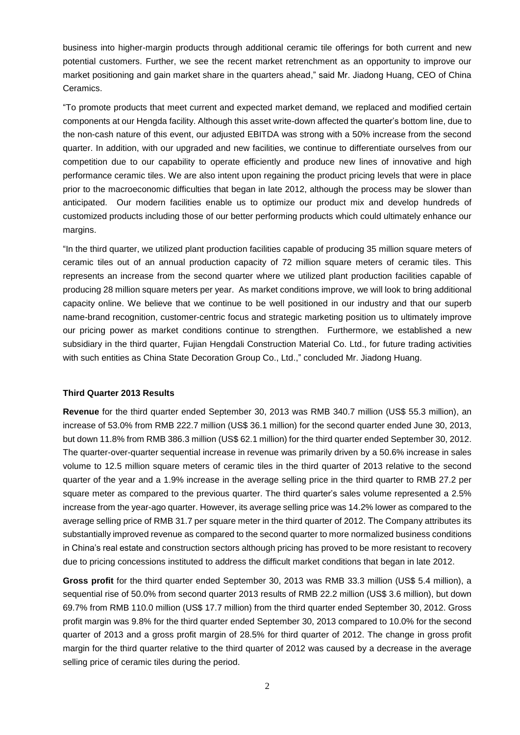business into higher-margin products through additional ceramic tile offerings for both current and new potential customers. Further, we see the recent market retrenchment as an opportunity to improve our market positioning and gain market share in the quarters ahead," said Mr. Jiadong Huang, CEO of China Ceramics.

"To promote products that meet current and expected market demand, we replaced and modified certain components at our Hengda facility. Although this asset write-down affected the quarter's bottom line, due to the non-cash nature of this event, our adjusted EBITDA was strong with a 50% increase from the second quarter. In addition, with our upgraded and new facilities, we continue to differentiate ourselves from our competition due to our capability to operate efficiently and produce new lines of innovative and high performance ceramic tiles. We are also intent upon regaining the product pricing levels that were in place prior to the macroeconomic difficulties that began in late 2012, although the process may be slower than anticipated. Our modern facilities enable us to optimize our product mix and develop hundreds of customized products including those of our better performing products which could ultimately enhance our margins.

"In the third quarter, we utilized plant production facilities capable of producing 35 million square meters of ceramic tiles out of an annual production capacity of 72 million square meters of ceramic tiles. This represents an increase from the second quarter where we utilized plant production facilities capable of producing 28 million square meters per year. As market conditions improve, we will look to bring additional capacity online. We believe that we continue to be well positioned in our industry and that our superb name-brand recognition, customer-centric focus and strategic marketing position us to ultimately improve our pricing power as market conditions continue to strengthen. Furthermore, we established a new subsidiary in the third quarter, Fujian Hengdali Construction Material Co. Ltd., for future trading activities with such entities as China State Decoration Group Co., Ltd.," concluded Mr. Jiadong Huang.

**Third Quarter 2013 Results**

**Revenue** for the third quarter ended September 30, 2013 was RMB 340.7 million (US$ 55.3 million), an increase of 53.0% from RMB 222.7 million (US$ 36.1 million) for the second quarter ended June 30, 2013, but down 11.8% from RMB 386.3 million (US$ 62.1 million) for the third quarter ended September 30, 2012. The quarter-over-quarter sequential increase in revenue was primarily driven by a 50.6% increase in sales volume to 12.5 million square meters of ceramic tiles in the third quarter of 2013 relative to the second quarter of the year and a 1.9% increase in the average selling price in the third quarter to RMB 27.2 per square meter as compared to the previous quarter. The third quarter's sales volume represented a 2.5% increase from the year-ago quarter. However, its average selling price was 14.2% lower as compared to the average selling price of RMB 31.7 per square meter in the third quarter of 2012. The Company attributes its substantially improved revenue as compared to the second quarter to more normalized business conditions in China's real estate and construction sectors although pricing has proved to be more resistant to recovery due to pricing concessions instituted to address the difficult market conditions that began in late 2012.

**Gross profit** for the third quarter ended September 30, 2013 was RMB 33.3 million (US$ 5.4 million), a sequential rise of 50.0% from second quarter 2013 results of RMB 22.2 million (US$ 3.6 million), but down 69.7% from RMB 110.0 million (US$ 17.7 million) from the third quarter ended September 30, 2012. Gross profit margin was 9.8% for the third quarter ended September 30, 2013 compared to 10.0% for the second quarter of 2013 and a gross profit margin of 28.5% for third quarter of 2012. The change in gross profit margin for the third quarter relative to the third quarter of 2012 was caused by a decrease in the average selling price of ceramic tiles during the period.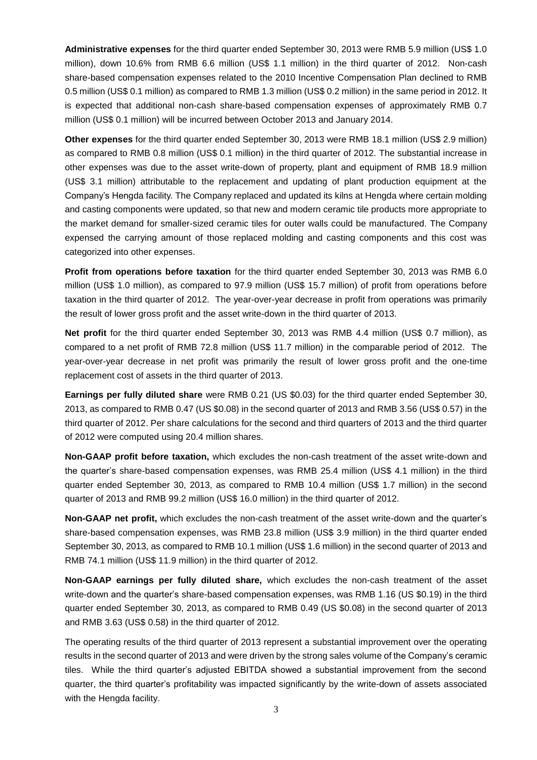**Administrative expenses** for the third quarter ended September 30, 2013 were RMB 5.9 million (US$ 1.0 million), down 10.6% from RMB 6.6 million (US$ 1.1 million) in the third quarter of 2012. Non-cash share-based compensation expenses related to the 2010 Incentive Compensation Plan declined to RMB 0.5 million (US$ 0.1 million) as compared to RMB 1.3 million (US$ 0.2 million) in the same period in 2012. It is expected that additional non-cash share-based compensation expenses of approximately RMB 0.7 million (US$ 0.1 million) will be incurred between October 2013 and January 2014.

**Other expenses** for the third quarter ended September 30, 2013 were RMB 18.1 million (US$ 2.9 million) as compared to RMB 0.8 million (US$ 0.1 million) in the third quarter of 2012. The substantial increase in other expenses was due to the asset write-down of property, plant and equipment of RMB 18.9 million (US$ 3.1 million) attributable to the replacement and updating of plant production equipment at the Company's Hengda facility. The Company replaced and updated its kilns at Hengda where certain molding and casting components were updated, so that new and modern ceramic tile products more appropriate to the market demand for smaller-sized ceramic tiles for outer walls could be manufactured. The Company expensed the carrying amount of those replaced molding and casting components and this cost was categorized into other expenses.

**Profit from operations before taxation** for the third quarter ended September 30, 2013 was RMB 6.0 million (US$ 1.0 million), as compared to 97.9 million (US$ 15.7 million) of profit from operations before taxation in the third quarter of 2012. The year-over-year decrease in profit from operations was primarily the result of lower gross profit and the asset write-down in the third quarter of 2013.

**Net profit** for the third quarter ended September 30, 2013 was RMB 4.4 million (US$ 0.7 million), as compared to a net profit of RMB 72.8 million (US$ 11.7 million) in the comparable period of 2012. The year-over-year decrease in net profit was primarily the result of lower gross profit and the one-time replacement cost of assets in the third quarter of 2013.

**Earnings per fully diluted share** were RMB 0.21 (US $0.03) for the third quarter ended September 30, 2013, as compared to RMB 0.47 (US $0.08) in the second quarter of 2013 and RMB 3.56 (US$ 0.57) in the third quarter of 2012. Per share calculations for the second and third quarters of 2013 and the third quarter of 2012 were computed using 20.4 million shares.

**Non-GAAP profit before taxation,** which excludes the non-cash treatment of the asset write-down and the quarter's share-based compensation expenses, was RMB 25.4 million (US$ 4.1 million) in the third quarter ended September 30, 2013, as compared to RMB 10.4 million (US$ 1.7 million) in the second quarter of 2013 and RMB 99.2 million (US$ 16.0 million) in the third quarter of 2012.

**Non-GAAP net profit,** which excludes the non-cash treatment of the asset write-down and the quarter's share-based compensation expenses, was RMB 23.8 million (US$ 3.9 million) in the third quarter ended September 30, 2013, as compared to RMB 10.1 million (US$ 1.6 million) in the second quarter of 2013 and RMB 74.1 million (US$ 11.9 million) in the third quarter of 2012.

**Non-GAAP earnings per fully diluted share,** which excludes the non-cash treatment of the asset write-down and the quarter's share-based compensation expenses, was RMB 1.16 (US $0.19) in the third quarter ended September 30, 2013, as compared to RMB 0.49 (US $0.08) in the second quarter of 2013 and RMB 3.63 (US$ 0.58) in the third quarter of 2012.

The operating results of the third quarter of 2013 represent a substantial improvement over the operating results in the second quarter of 2013 and were driven by the strong sales volume of the Company's ceramic tiles. While the third quarter's adjusted EBITDA showed a substantial improvement from the second quarter, the third quarter's profitability was impacted significantly by the write-down of assets associated with the Hengda facility.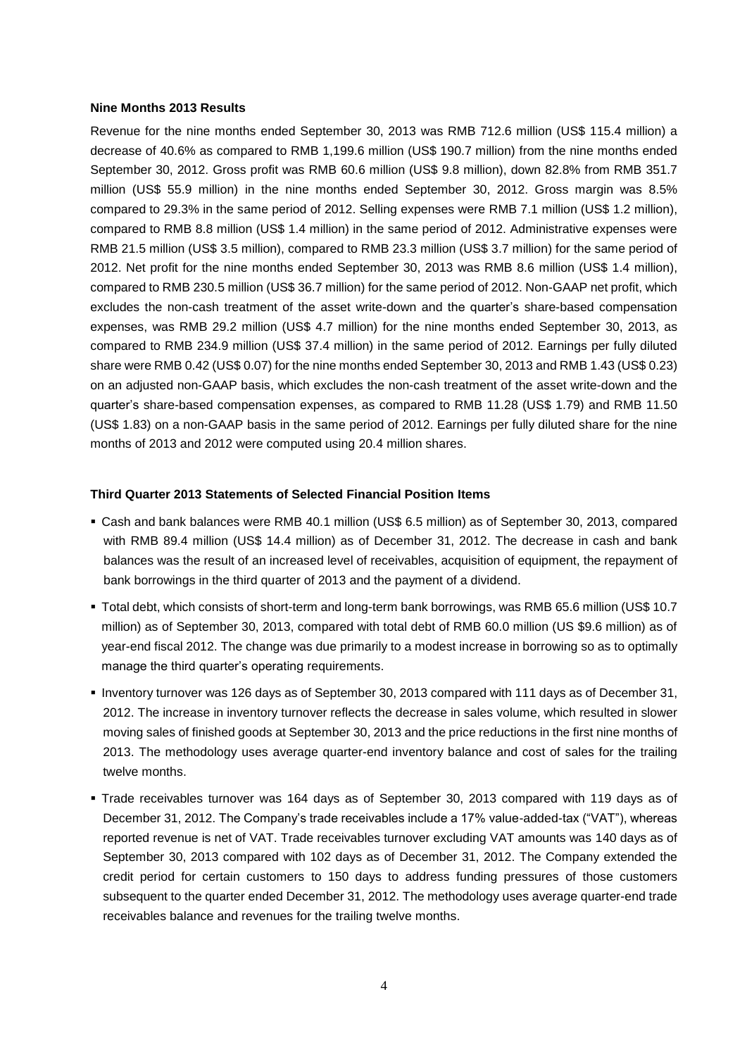**Nine Months 2013 Results**

Revenue for the nine months ended September 30, 2013 was RMB 712.6 million (US$ 115.4 million) a decrease of 40.6% as compared to RMB 1,199.6 million (US$ 190.7 million) from the nine months ended September 30, 2012. Gross profit was RMB 60.6 million (US$ 9.8 million), down 82.8% from RMB 351.7 million (US$ 55.9 million) in the nine months ended September 30, 2012. Gross margin was 8.5% compared to 29.3% in the same period of 2012. Selling expenses were RMB 7.1 million (US$ 1.2 million), compared to RMB 8.8 million (US$ 1.4 million) in the same period of 2012. Administrative expenses were RMB 21.5 million (US$ 3.5 million), compared to RMB 23.3 million (US$ 3.7 million) for the same period of 2012. Net profit for the nine months ended September 30, 2013 was RMB 8.6 million (US$ 1.4 million), compared to RMB 230.5 million (US$ 36.7 million) for the same period of 2012. Non-GAAP net profit, which excludes the non-cash treatment of the asset write-down and the quarter's share-based compensation expenses, was RMB 29.2 million (US$ 4.7 million) for the nine months ended September 30, 2013, as compared to RMB 234.9 million (US$ 37.4 million) in the same period of 2012. Earnings per fully diluted share were RMB 0.42 (US$ 0.07) for the nine months ended September 30, 2013 and RMB 1.43 (US$ 0.23) on an adjusted non-GAAP basis, which excludes the non-cash treatment of the asset write-down and the quarter's share-based compensation expenses, as compared to RMB 11.28 (US$ 1.79) and RMB 11.50 (US$ 1.83) on a non-GAAP basis in the same period of 2012. Earnings per fully diluted share for the nine months of 2013 and 2012 were computed using 20.4 million shares.

**Third Quarter 2013 Statements of Selected Financial Position Items**

- Cash and bank balances were RMB 40.1 million (US$ 6.5 million) as of September 30, 2013, compared with RMB 89.4 million (US$ 14.4 million) as of December 31, 2012. The decrease in cash and bank balances was the result of an increased level of receivables, acquisition of equipment, the repayment of bank borrowings in the third quarter of 2013 and the payment of a dividend.
- Total debt, which consists of short-term and long-term bank borrowings, was RMB 65.6 million (US$ 10.7 million) as of September 30, 2013, compared with total debt of RMB 60.0 million (US $9.6 million) as of year-end fiscal 2012. The change was due primarily to a modest increase in borrowing so as to optimally manage the third quarter's operating requirements.
- Inventory turnover was 126 days as of September 30, 2013 compared with 111 days as of December 31, 2012. The increase in inventory turnover reflects the decrease in sales volume, which resulted in slower moving sales of finished goods at September 30, 2013 and the price reductions in the first nine months of 2013. The methodology uses average quarter-end inventory balance and cost of sales for the trailing twelve months.
- Trade receivables turnover was 164 days as of September 30, 2013 compared with 119 days as of December 31, 2012. The Company's trade receivables include a 17% value-added-tax ("VAT"), whereas reported revenue is net of VAT. Trade receivables turnover excluding VAT amounts was 140 days as of September 30, 2013 compared with 102 days as of December 31, 2012. The Company extended the credit period for certain customers to 150 days to address funding pressures of those customers subsequent to the quarter ended December 31, 2012. The methodology uses average quarter-end trade receivables balance and revenues for the trailing twelve months.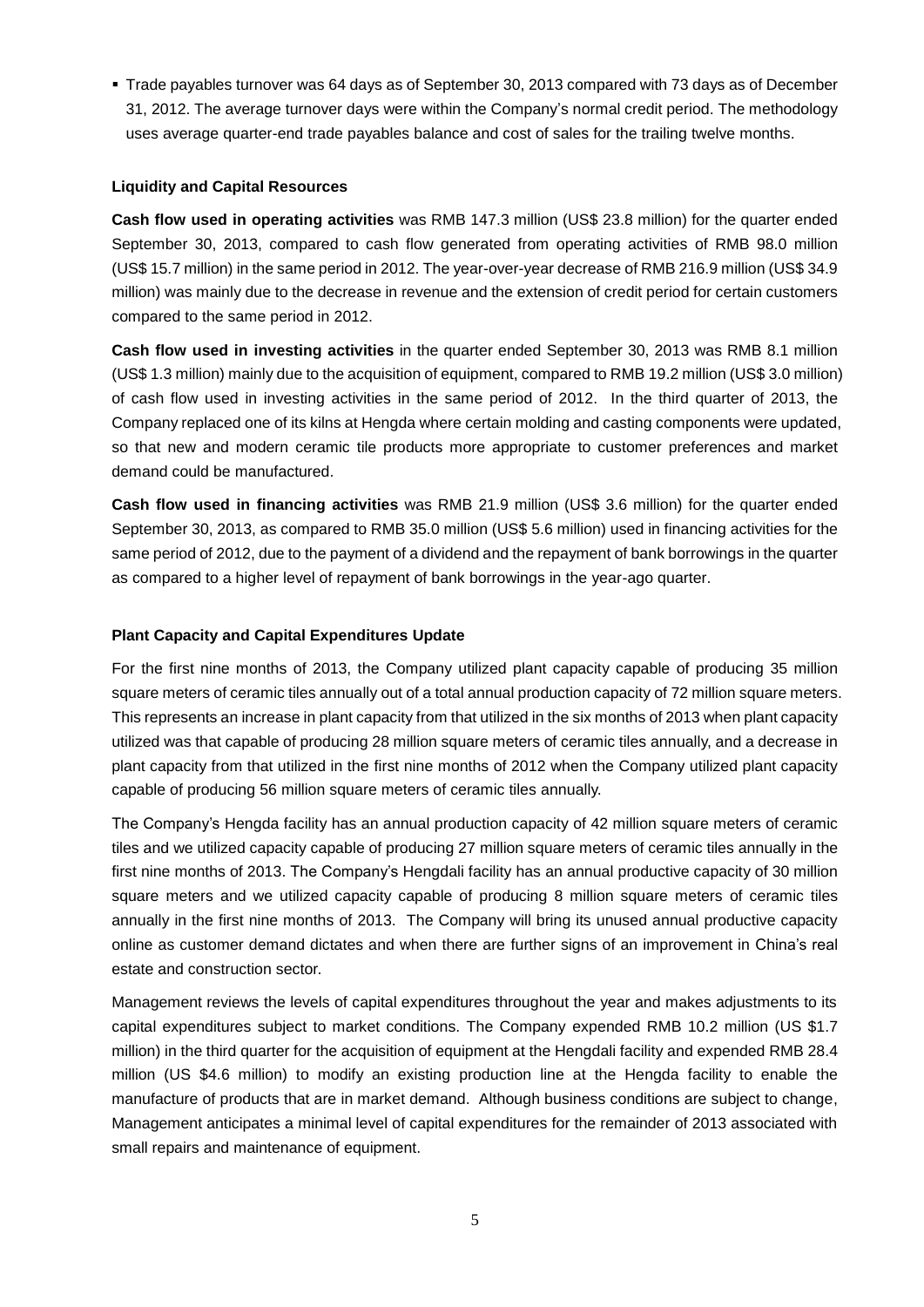- Trade payables turnover was 64 days as of September 30, 2013 compared with 73 days as of December 31, 2012. The average turnover days were within the Company's normal credit period. The methodology uses average quarter-end trade payables balance and cost of sales for the trailing twelve months.

**Liquidity and Capital Resources**

**Cash flow used in operating activities** was RMB 147.3 million (US$ 23.8 million) for the quarter ended September 30, 2013, compared to cash flow generated from operating activities of RMB 98.0 million (US$ 15.7 million) in the same period in 2012. The year-over-year decrease of RMB 216.9 million (US$ 34.9 million) was mainly due to the decrease in revenue and the extension of credit period for certain customers compared to the same period in 2012.

**Cash flow used in investing activities** in the quarter ended September 30, 2013 was RMB 8.1 million (US$ 1.3 million) mainly due to the acquisition of equipment, compared to RMB 19.2 million (US$ 3.0 million) of cash flow used in investing activities in the same period of 2012. In the third quarter of 2013, the Company replaced one of its kilns at Hengda where certain molding and casting components were updated, so that new and modern ceramic tile products more appropriate to customer preferences and market demand could be manufactured.

**Cash flow used in financing activities** was RMB 21.9 million (US$ 3.6 million) for the quarter ended September 30, 2013, as compared to RMB 35.0 million (US$ 5.6 million) used in financing activities for the same period of 2012, due to the payment of a dividend and the repayment of bank borrowings in the quarter as compared to a higher level of repayment of bank borrowings in the year-ago quarter.

**Plant Capacity and Capital Expenditures Update**

For the first nine months of 2013, the Company utilized plant capacity capable of producing 35 million square meters of ceramic tiles annually out of a total annual production capacity of 72 million square meters. This represents an increase in plant capacity from that utilized in the six months of 2013 when plant capacity utilized was that capable of producing 28 million square meters of ceramic tiles annually, and a decrease in plant capacity from that utilized in the first nine months of 2012 when the Company utilized plant capacity capable of producing 56 million square meters of ceramic tiles annually.

The Company's Hengda facility has an annual production capacity of 42 million square meters of ceramic tiles and we utilized capacity capable of producing 27 million square meters of ceramic tiles annually in the first nine months of 2013. The Company's Hengdali facility has an annual productive capacity of 30 million square meters and we utilized capacity capable of producing 8 million square meters of ceramic tiles annually in the first nine months of 2013. The Company will bring its unused annual productive capacity online as customer demand dictates and when there are further signs of an improvement in China's real estate and construction sector.

Management reviews the levels of capital expenditures throughout the year and makes adjustments to its capital expenditures subject to market conditions. The Company expended RMB 10.2 million (US $1.7 million) in the third quarter for the acquisition of equipment at the Hengdali facility and expended RMB 28.4 million (US $4.6 million) to modify an existing production line at the Hengda facility to enable the manufacture of products that are in market demand. Although business conditions are subject to change, Management anticipates a minimal level of capital expenditures for the remainder of 2013 associated with small repairs and maintenance of equipment.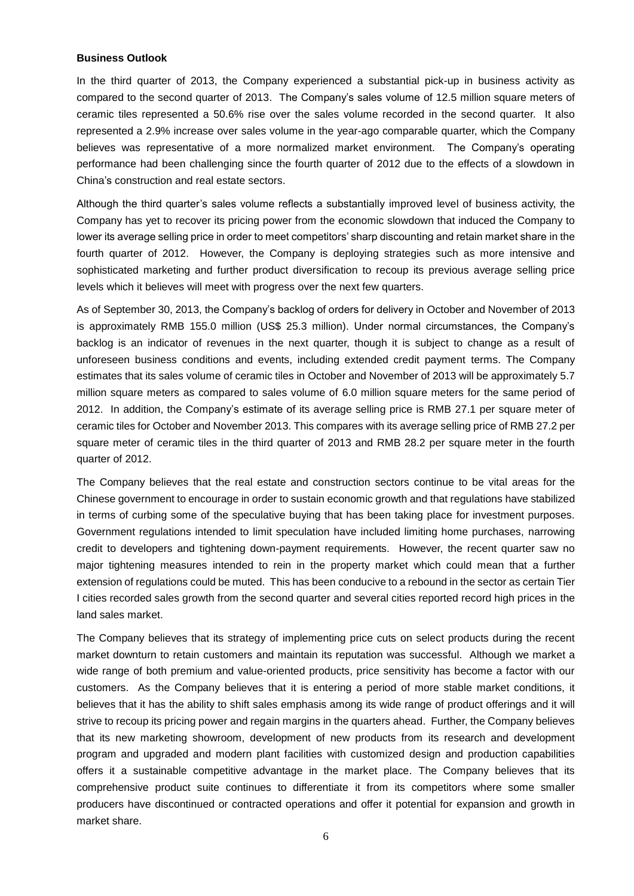**Business Outlook**

In the third quarter of 2013, the Company experienced a substantial pick-up in business activity as compared to the second quarter of 2013. The Company's sales volume of 12.5 million square meters of ceramic tiles represented a 50.6% rise over the sales volume recorded in the second quarter. It also represented a 2.9% increase over sales volume in the year-ago comparable quarter, which the Company believes was representative of a more normalized market environment. The Company's operating performance had been challenging since the fourth quarter of 2012 due to the effects of a slowdown in China's construction and real estate sectors.

Although the third quarter's sales volume reflects a substantially improved level of business activity, the Company has yet to recover its pricing power from the economic slowdown that induced the Company to lower its average selling price in order to meet competitors' sharp discounting and retain market share in the fourth quarter of 2012. However, the Company is deploying strategies such as more intensive and sophisticated marketing and further product diversification to recoup its previous average selling price levels which it believes will meet with progress over the next few quarters.

As of September 30, 2013, the Company's backlog of orders for delivery in October and November of 2013 is approximately RMB 155.0 million (US$ 25.3 million). Under normal circumstances, the Company's backlog is an indicator of revenues in the next quarter, though it is subject to change as a result of unforeseen business conditions and events, including extended credit payment terms. The Company estimates that its sales volume of ceramic tiles in October and November of 2013 will be approximately 5.7 million square meters as compared to sales volume of 6.0 million square meters for the same period of 2012. In addition, the Company's estimate of its average selling price is RMB 27.1 per square meter of ceramic tiles for October and November 2013. This compares with its average selling price of RMB 27.2 per square meter of ceramic tiles in the third quarter of 2013 and RMB 28.2 per square meter in the fourth quarter of 2012.

The Company believes that the real estate and construction sectors continue to be vital areas for the Chinese government to encourage in order to sustain economic growth and that regulations have stabilized in terms of curbing some of the speculative buying that has been taking place for investment purposes. Government regulations intended to limit speculation have included limiting home purchases, narrowing credit to developers and tightening down-payment requirements. However, the recent quarter saw no major tightening measures intended to rein in the property market which could mean that a further extension of regulations could be muted. This has been conducive to a rebound in the sector as certain Tier I cities recorded sales growth from the second quarter and several cities reported record high prices in the land sales market.

The Company believes that its strategy of implementing price cuts on select products during the recent market downturn to retain customers and maintain its reputation was successful. Although we market a wide range of both premium and value-oriented products, price sensitivity has become a factor with our customers. As the Company believes that it is entering a period of more stable market conditions, it believes that it has the ability to shift sales emphasis among its wide range of product offerings and it will strive to recoup its pricing power and regain margins in the quarters ahead. Further, the Company believes that its new marketing showroom, development of new products from its research and development program and upgraded and modern plant facilities with customized design and production capabilities offers it a sustainable competitive advantage in the market place. The Company believes that its comprehensive product suite continues to differentiate it from its competitors where some smaller producers have discontinued or contracted operations and offer it potential for expansion and growth in market share.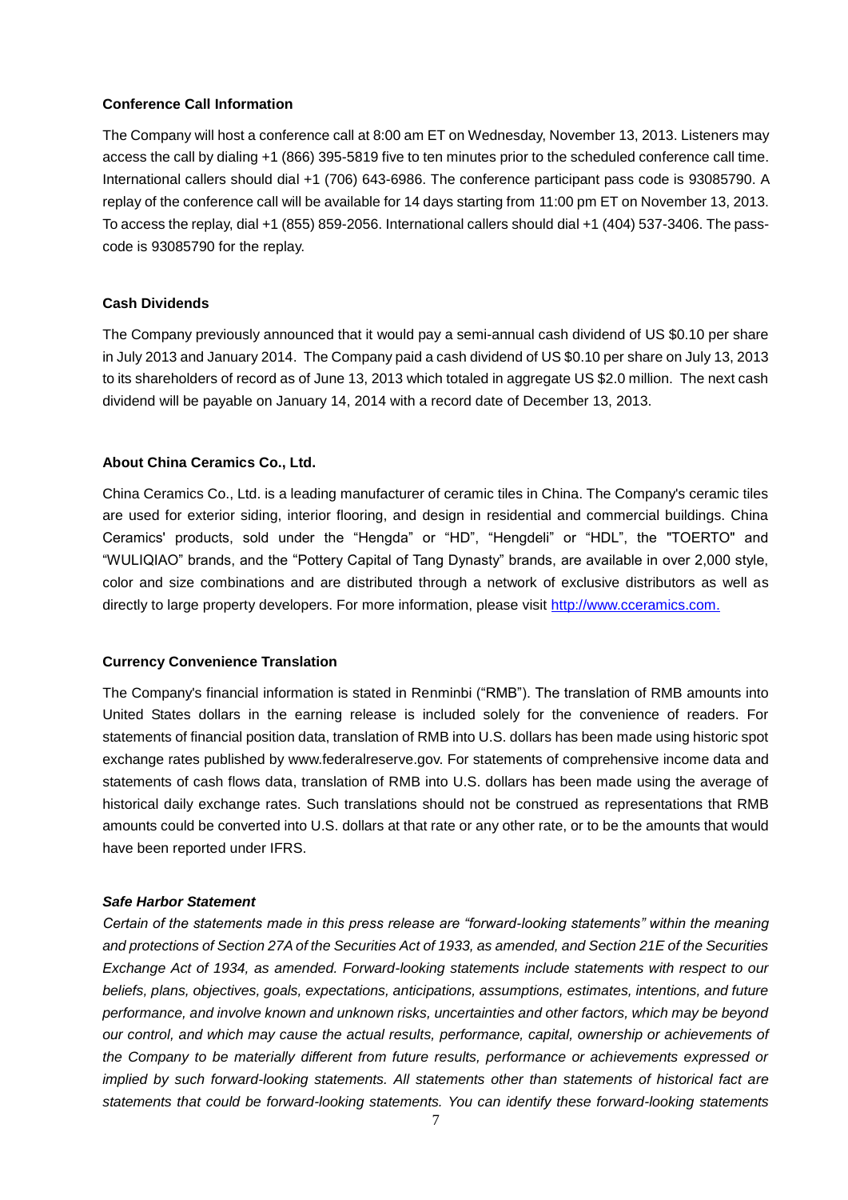**Conference Call Information**

The Company will host a conference call at 8:00 am ET on Wednesday, November 13, 2013. Listeners may access the call by dialing +1 (866) 395-5819 five to ten minutes prior to the scheduled conference call time. International callers should dial +1 (706) 643-6986. The conference participant pass code is 93085790. A replay of the conference call will be available for 14 days starting from 11:00 pm ET on November 13, 2013. To access the replay, dial +1 (855) 859-2056. International callers should dial +1 (404) 537-3406. The pass-code is 93085790 for the replay.

**Cash Dividends**

The Company previously announced that it would pay a semi-annual cash dividend of US $0.10 per share in July 2013 and January 2014. The Company paid a cash dividend of US $0.10 per share on July 13, 2013 to its shareholders of record as of June 13, 2013 which totaled in aggregate US $2.0 million. The next cash dividend will be payable on January 14, 2014 with a record date of December 13, 2013.

**About China Ceramics Co., Ltd.**

China Ceramics Co., Ltd. is a leading manufacturer of ceramic tiles in China. The Company's ceramic tiles are used for exterior siding, interior flooring, and design in residential and commercial buildings. China Ceramics' products, sold under the "Hengda" or "HD", "Hengdeli" or "HDL", the "TOERTO" and "WULIQIAO" brands, and the "Pottery Capital of Tang Dynasty" brands, are available in over 2,000 style, color and size combinations and are distributed through a network of exclusive distributors as well as directly to large property developers. For more information, please visit [http://www.cceramics.com.](http://www.cceramics.com)

**Currency Convenience Translation**

The Company's financial information is stated in Renminbi ("RMB"). The translation of RMB amounts into United States dollars in the earning release is included solely for the convenience of readers. For statements of financial position data, translation of RMB into U.S. dollars has been made using historic spot exchange rates published by www.federalreserve.gov. For statements of comprehensive income data and statements of cash flows data, translation of RMB into U.S. dollars has been made using the average of historical daily exchange rates. Such translations should not be construed as representations that RMB amounts could be converted into U.S. dollars at that rate or any other rate, or to be the amounts that would have been reported under IFRS.

***Safe Harbor Statement***

*Certain of the statements made in this press release are "forward-looking statements" within the meaning and protections of Section 27A of the Securities Act of 1933, as amended, and Section 21E of the Securities Exchange Act of 1934, as amended. Forward-looking statements include statements with respect to our beliefs, plans, objectives, goals, expectations, anticipations, assumptions, estimates, intentions, and future performance, and involve known and unknown risks, uncertainties and other factors, which may be beyond our control, and which may cause the actual results, performance, capital, ownership or achievements of the Company to be materially different from future results, performance or achievements expressed or implied by such forward-looking statements. All statements other than statements of historical fact are statements that could be forward-looking statements. You can identify these forward-looking statements*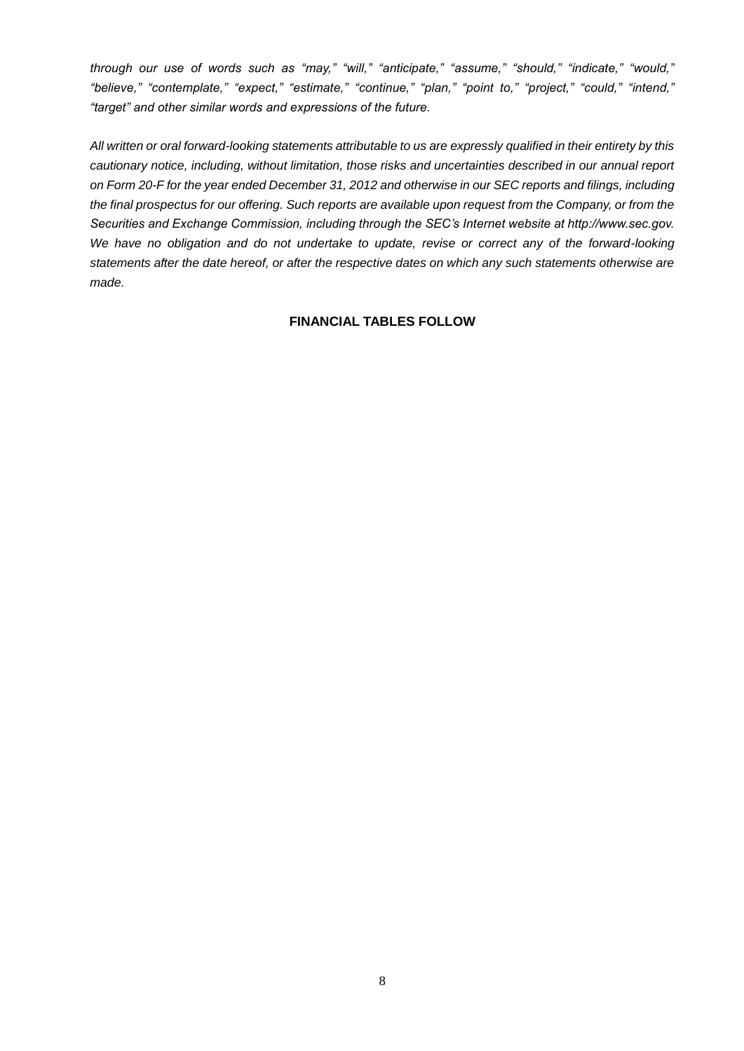*through our use of words such as "may," "will," "anticipate," "assume," "should," "indicate," "would," "believe," "contemplate," "expect," "estimate," "continue," "plan," "point to," "project," "could," "intend," "target" and other similar words and expressions of the future.*

*All written or oral forward-looking statements attributable to us are expressly qualified in their entirety by this cautionary notice, including, without limitation, those risks and uncertainties described in our annual report on Form 20-F for the year ended December 31, 2012 and otherwise in our SEC reports and filings, including the final prospectus for our offering. Such reports are available upon request from the Company, or from the Securities and Exchange Commission, including through the SEC's Internet website at http://www.sec.gov. We have no obligation and do not undertake to update, revise or correct any of the forward-looking statements after the date hereof, or after the respective dates on which any such statements otherwise are made.*

**FINANCIAL TABLES FOLLOW**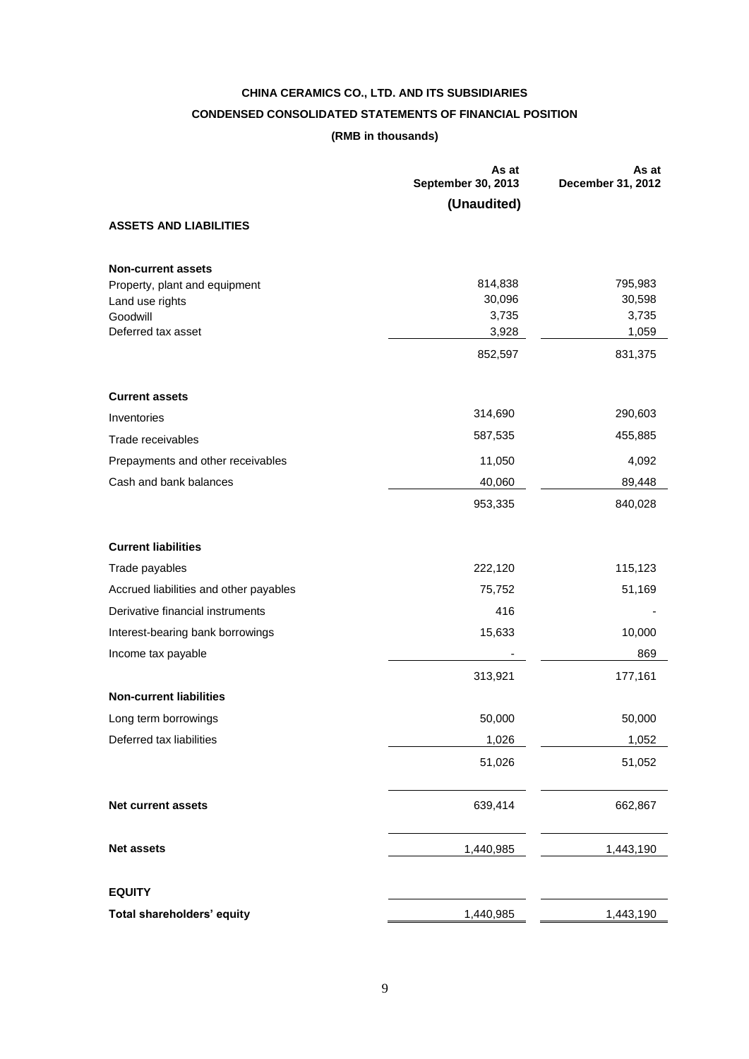# CHINA CERAMICS CO., LTD. AND ITS SUBSIDIARIES

## CONDENSED CONSOLIDATED STATEMENTS OF FINANCIAL POSITION

**(RMB in thousands)**

| | As at September 30, 2013 (Unaudited) | As at December 31, 2012 |
|---|---|---|
| **ASSETS AND LIABILITIES** | | |
| **Non-current assets** | | |
| Property, plant and equipment | 814,838 | 795,983 |
| Land use rights | 30,096 | 30,598 |
| Goodwill | 3,735 | 3,735 |
| Deferred tax asset | 3,928 | 1,059 |
| | 852,597 | 831,375 |
| **Current assets** | | |
| Inventories | 314,690 | 290,603 |
| Trade receivables | 587,535 | 455,885 |
| Prepayments and other receivables | 11,050 | 4,092 |
| Cash and bank balances | 40,060 | 89,448 |
| | 953,335 | 840,028 |
| **Current liabilities** | | |
| Trade payables | 222,120 | 115,123 |
| Accrued liabilities and other payables | 75,752 | 51,169 |
| Derivative financial instruments | 416 | - |
| Interest-bearing bank borrowings | 15,633 | 10,000 |
| Income tax payable | - | 869 |
| | 313,921 | 177,161 |
| **Non-current liabilities** | | |
| Long term borrowings | 50,000 | 50,000 |
| Deferred tax liabilities | 1,026 | 1,052 |
| | 51,026 | 51,052 |
| **Net current assets** | 639,414 | 662,867 |
| **Net assets** | 1,440,985 | 1,443,190 |
| **EQUITY** | | |
| **Total shareholders' equity** | 1,440,985 | 1,443,190 |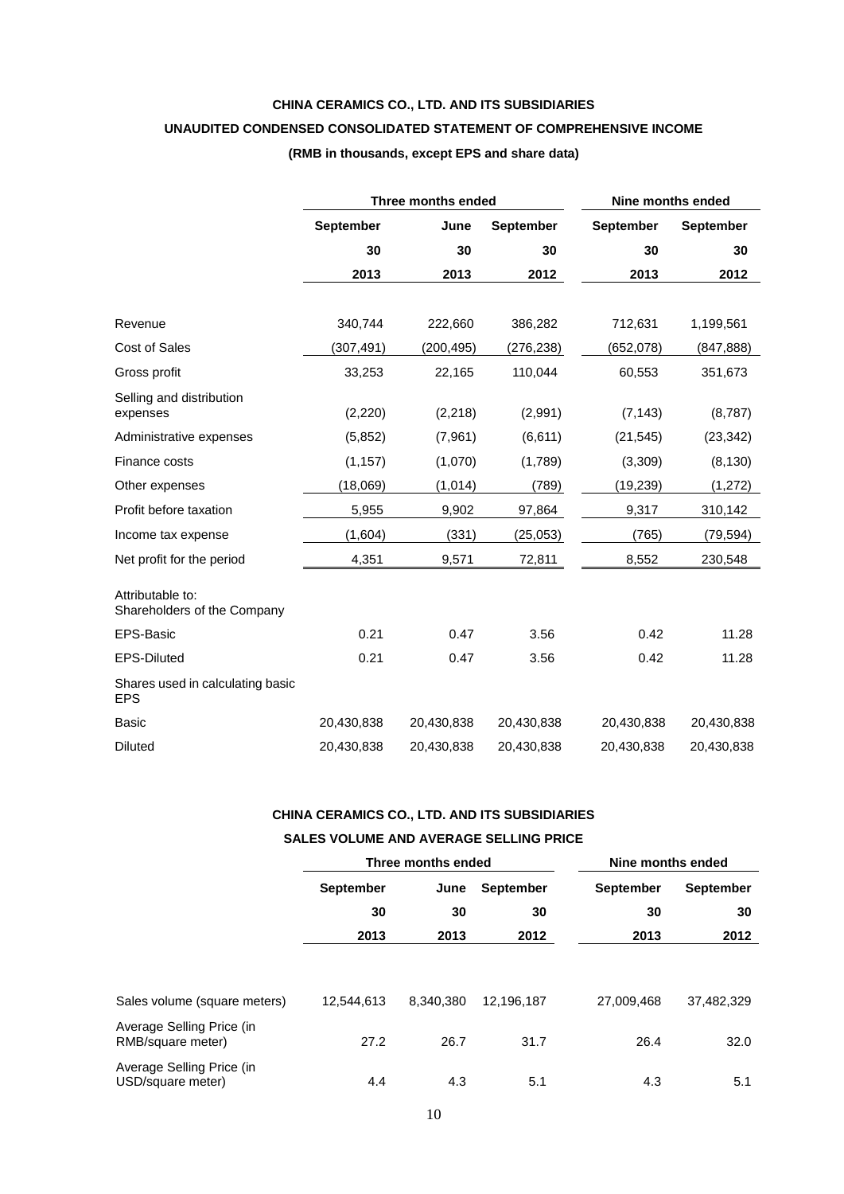**CHINA CERAMICS CO., LTD. AND ITS SUBSIDIARIES**

**UNAUDITED CONDENSED CONSOLIDATED STATEMENT OF COMPREHENSIVE INCOME**

**(RMB in thousands, except EPS and share data)**

| | Three months ended | | | Nine months ended | |
|---|---|---|---|---|---|
| | September 30 2013 | June 30 2013 | September 30 2012 | September 30 2013 | September 30 2012 |
| Revenue | 340,744 | 222,660 | 386,282 | 712,631 | 1,199,561 |
| Cost of Sales | (307,491) | (200,495) | (276,238) | (652,078) | (847,888) |
| Gross profit | 33,253 | 22,165 | 110,044 | 60,553 | 351,673 |
| Selling and distribution expenses | (2,220) | (2,218) | (2,991) | (7,143) | (8,787) |
| Administrative expenses | (5,852) | (7,961) | (6,611) | (21,545) | (23,342) |
| Finance costs | (1,157) | (1,070) | (1,789) | (3,309) | (8,130) |
| Other expenses | (18,069) | (1,014) | (789) | (19,239) | (1,272) |
| Profit before taxation | 5,955 | 9,902 | 97,864 | 9,317 | 310,142 |
| Income tax expense | (1,604) | (331) | (25,053) | (765) | (79,594) |
| Net profit for the period | 4,351 | 9,571 | 72,811 | 8,552 | 230,548 |
| Attributable to: Shareholders of the Company | | | | | |
| EPS-Basic | 0.21 | 0.47 | 3.56 | 0.42 | 11.28 |
| EPS-Diluted | 0.21 | 0.47 | 3.56 | 0.42 | 11.28 |
| Shares used in calculating basic EPS | | | | | |
| Basic | 20,430,838 | 20,430,838 | 20,430,838 | 20,430,838 | 20,430,838 |
| Diluted | 20,430,838 | 20,430,838 | 20,430,838 | 20,430,838 | 20,430,838 |

**CHINA CERAMICS CO., LTD. AND ITS SUBSIDIARIES**

**SALES VOLUME AND AVERAGE SELLING PRICE**

| | Three months ended | | | Nine months ended | |
|---|---|---|---|---|---|
| | September 30 2013 | June 30 2013 | September 30 2012 | September 30 2013 | September 30 2012 |
| Sales volume (square meters) | 12,544,613 | 8,340,380 | 12,196,187 | 27,009,468 | 37,482,329 |
| Average Selling Price (in RMB/square meter) | 27.2 | 26.7 | 31.7 | 26.4 | 32.0 |
| Average Selling Price (in USD/square meter) | 4.4 | 4.3 | 5.1 | 4.3 | 5.1 |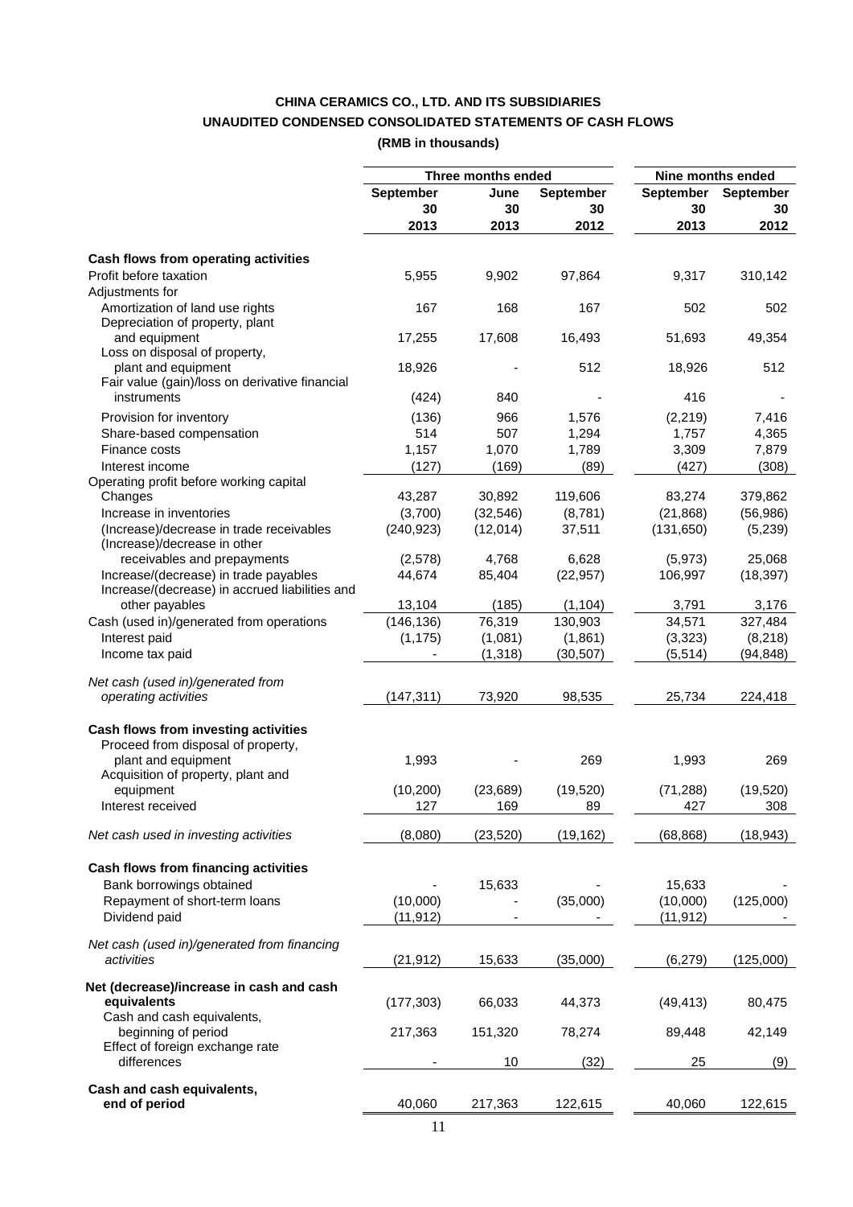**CHINA CERAMICS CO., LTD. AND ITS SUBSIDIARIES**

**UNAUDITED CONDENSED CONSOLIDATED STATEMENTS OF CASH FLOWS**

**(RMB in thousands)**

| | Three months ended | | | Nine months ended | |
|---|---|---|---|---|---|
| | September 30 2013 | June 30 2013 | September 30 2012 | September 30 2013 | September 30 2012 |
| **Cash flows from operating activities** | | | | | |
| Profit before taxation | 5,955 | 9,902 | 97,864 | 9,317 | 310,142 |
| Adjustments for | | | | | |
| Amortization of land use rights | 167 | 168 | 167 | 502 | 502 |
| Depreciation of property, plant and equipment | 17,255 | 17,608 | 16,493 | 51,693 | 49,354 |
| Loss on disposal of property, plant and equipment | 18,926 | - | 512 | 18,926 | 512 |
| Fair value (gain)/loss on derivative financial instruments | (424) | 840 | - | 416 | - |
| Provision for inventory | (136) | 966 | 1,576 | (2,219) | 7,416 |
| Share-based compensation | 514 | 507 | 1,294 | 1,757 | 4,365 |
| Finance costs | 1,157 | 1,070 | 1,789 | 3,309 | 7,879 |
| Interest income | (127) | (169) | (89) | (427) | (308) |
| Operating profit before working capital Changes | 43,287 | 30,892 | 119,606 | 83,274 | 379,862 |
| Increase in inventories | (3,700) | (32,546) | (8,781) | (21,868) | (56,986) |
| (Increase)/decrease in trade receivables | (240,923) | (12,014) | 37,511 | (131,650) | (5,239) |
| (Increase)/decrease in other receivables and prepayments | (2,578) | 4,768 | 6,628 | (5,973) | 25,068 |
| Increase/(decrease) in trade payables | 44,674 | 85,404 | (22,957) | 106,997 | (18,397) |
| Increase/(decrease) in accrued liabilities and other payables | 13,104 | (185) | (1,104) | 3,791 | 3,176 |
| Cash (used in)/generated from operations | (146,136) | 76,319 | 130,903 | 34,571 | 327,484 |
| Interest paid | (1,175) | (1,081) | (1,861) | (3,323) | (8,218) |
| Income tax paid | - | (1,318) | (30,507) | (5,514) | (94,848) |
| *Net cash (used in)/generated from operating activities* | (147,311) | 73,920 | 98,535 | 25,734 | 224,418 |
| **Cash flows from investing activities** | | | | | |
| Proceed from disposal of property, plant and equipment | 1,993 | - | 269 | 1,993 | 269 |
| Acquisition of property, plant and equipment | (10,200) | (23,689) | (19,520) | (71,288) | (19,520) |
| Interest received | 127 | 169 | 89 | 427 | 308 |
| *Net cash used in investing activities* | (8,080) | (23,520) | (19,162) | (68,868) | (18,943) |
| **Cash flows from financing activities** | | | | | |
| Bank borrowings obtained | - | 15,633 | - | 15,633 | - |
| Repayment of short-term loans | (10,000) | - | (35,000) | (10,000) | (125,000) |
| Dividend paid | (11,912) | - | - | (11,912) | - |
| *Net cash (used in)/generated from financing activities* | (21,912) | 15,633 | (35,000) | (6,279) | (125,000) |
| **Net (decrease)/increase in cash and cash equivalents** | (177,303) | 66,033 | 44,373 | (49,413) | 80,475 |
| Cash and cash equivalents, beginning of period | 217,363 | 151,320 | 78,274 | 89,448 | 42,149 |
| Effect of foreign exchange rate differences | - | 10 | (32) | 25 | (9) |
| **Cash and cash equivalents, end of period** | 40,060 | 217,363 | 122,615 | 40,060 | 122,615 |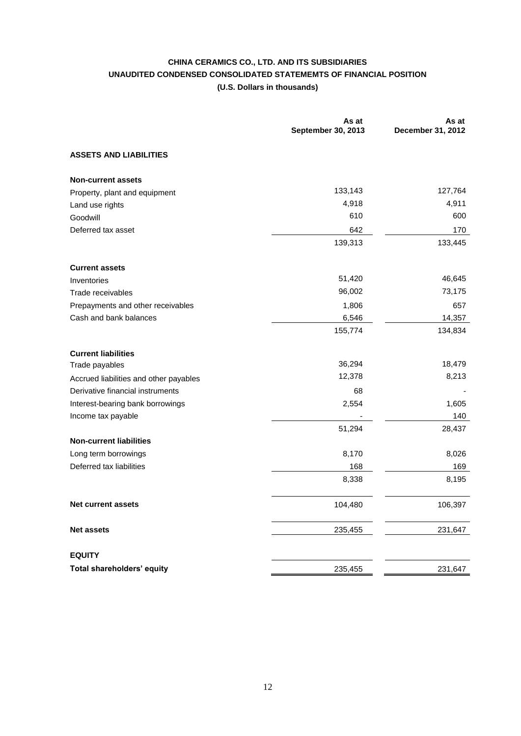# CHINA CERAMICS CO., LTD. AND ITS SUBSIDIARIES
## UNAUDITED CONDENSED CONSOLIDATED STATEMEMTS OF FINANCIAL POSITION
### (U.S. Dollars in thousands)

| | As at September 30, 2013 | As at December 31, 2012 |
|---|---|---|
| **ASSETS AND LIABILITIES** | | |
| **Non-current assets** | | |
| Property, plant and equipment | 133,143 | 127,764 |
| Land use rights | 4,918 | 4,911 |
| Goodwill | 610 | 600 |
| Deferred tax asset | 642 | 170 |
| | 139,313 | 133,445 |
| **Current assets** | | |
| Inventories | 51,420 | 46,645 |
| Trade receivables | 96,002 | 73,175 |
| Prepayments and other receivables | 1,806 | 657 |
| Cash and bank balances | 6,546 | 14,357 |
| | 155,774 | 134,834 |
| **Current liabilities** | | |
| Trade payables | 36,294 | 18,479 |
| Accrued liabilities and other payables | 12,378 | 8,213 |
| Derivative financial instruments | 68 | - |
| Interest-bearing bank borrowings | 2,554 | 1,605 |
| Income tax payable | - | 140 |
| | 51,294 | 28,437 |
| **Non-current liabilities** | | |
| Long term borrowings | 8,170 | 8,026 |
| Deferred tax liabilities | 168 | 169 |
| | 8,338 | 8,195 |
| **Net current assets** | 104,480 | 106,397 |
| **Net assets** | 235,455 | 231,647 |
| **EQUITY** | | |
| **Total shareholders' equity** | 235,455 | 231,647 |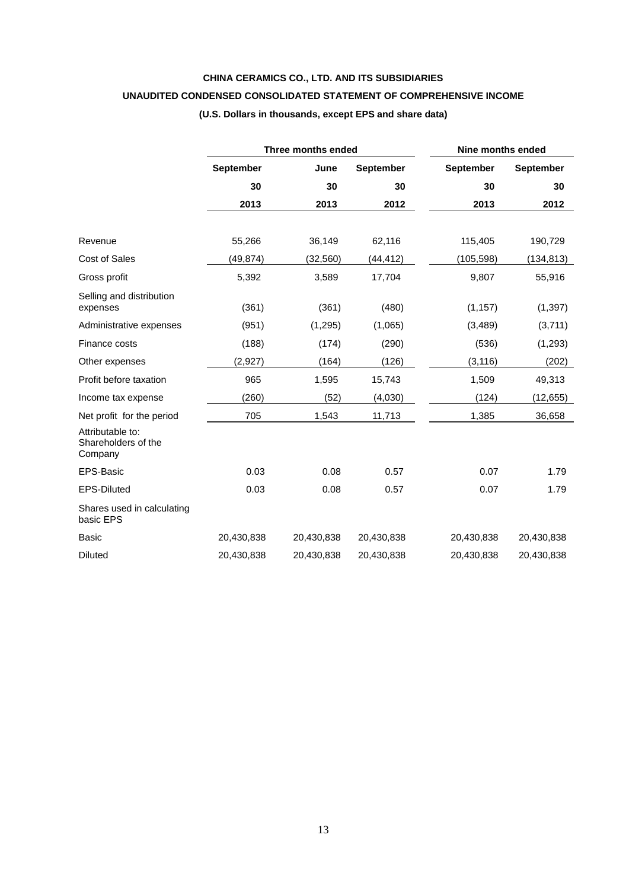**CHINA CERAMICS CO., LTD. AND ITS SUBSIDIARIES**

**UNAUDITED CONDENSED CONSOLIDATED STATEMENT OF COMPREHENSIVE INCOME**

**(U.S. Dollars in thousands, except EPS and share data)**

| | Three months ended | | | Nine months ended | |
|---|---|---|---|---|---|
| | **September 30 2013** | **June 30 2013** | **September 30 2012** | **September 30 2013** | **September 30 2012** |
| Revenue | 55,266 | 36,149 | 62,116 | 115,405 | 190,729 |
| Cost of Sales | (49,874) | (32,560) | (44,412) | (105,598) | (134,813) |
| Gross profit | 5,392 | 3,589 | 17,704 | 9,807 | 55,916 |
| Selling and distribution expenses | (361) | (361) | (480) | (1,157) | (1,397) |
| Administrative expenses | (951) | (1,295) | (1,065) | (3,489) | (3,711) |
| Finance costs | (188) | (174) | (290) | (536) | (1,293) |
| Other expenses | (2,927) | (164) | (126) | (3,116) | (202) |
| Profit before taxation | 965 | 1,595 | 15,743 | 1,509 | 49,313 |
| Income tax expense | (260) | (52) | (4,030) | (124) | (12,655) |
| Net profit for the period | 705 | 1,543 | 11,713 | 1,385 | 36,658 |
| Attributable to: Shareholders of the Company | | | | | |
| EPS-Basic | 0.03 | 0.08 | 0.57 | 0.07 | 1.79 |
| EPS-Diluted | 0.03 | 0.08 | 0.57 | 0.07 | 1.79 |
| Shares used in calculating basic EPS | | | | | |
| Basic | 20,430,838 | 20,430,838 | 20,430,838 | 20,430,838 | 20,430,838 |
| Diluted | 20,430,838 | 20,430,838 | 20,430,838 | 20,430,838 | 20,430,838 |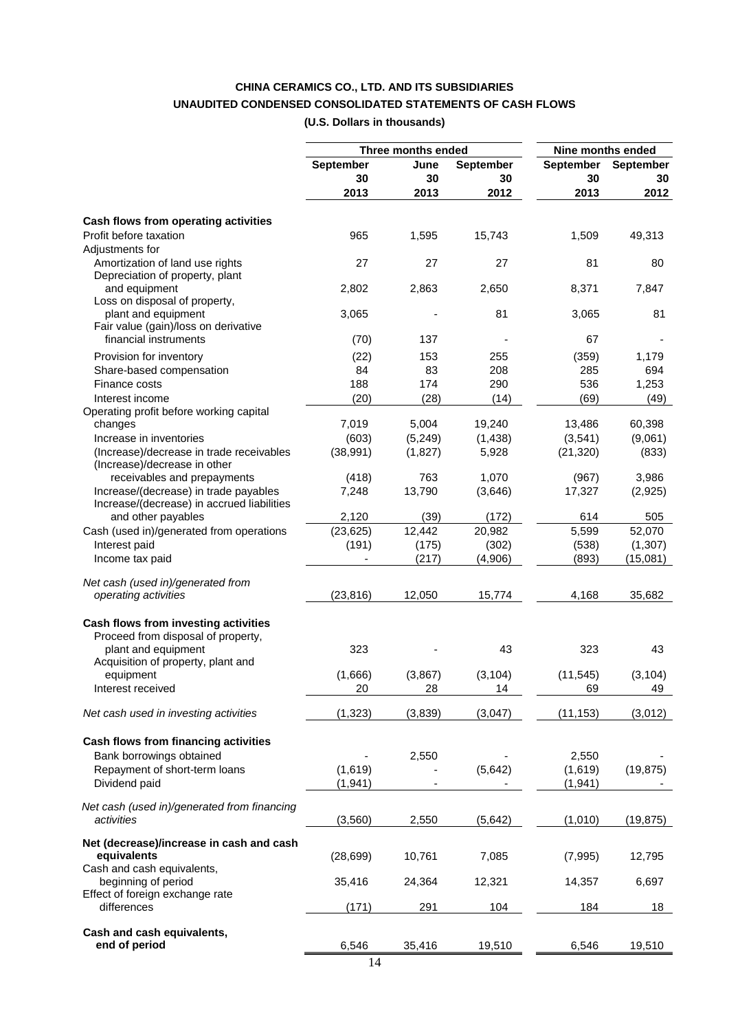**CHINA CERAMICS CO., LTD. AND ITS SUBSIDIARIES**

**UNAUDITED CONDENSED CONSOLIDATED STATEMENTS OF CASH FLOWS**

**(U.S. Dollars in thousands)**

| | Three months ended | | | Nine months ended | |
|---|---|---|---|---|---|
| | **September 30 2013** | **June 30 2013** | **September 30 2012** | **September 30 2013** | **September 30 2012** |
| **Cash flows from operating activities** | | | | | |
| Profit before taxation | 965 | 1,595 | 15,743 | 1,509 | 49,313 |
| Adjustments for | | | | | |
| Amortization of land use rights | 27 | 27 | 27 | 81 | 80 |
| Depreciation of property, plant and equipment | 2,802 | 2,863 | 2,650 | 8,371 | 7,847 |
| Loss on disposal of property, plant and equipment | 3,065 | - | 81 | 3,065 | 81 |
| Fair value (gain)/loss on derivative financial instruments | (70) | 137 | - | 67 | - |
| Provision for inventory | (22) | 153 | 255 | (359) | 1,179 |
| Share-based compensation | 84 | 83 | 208 | 285 | 694 |
| Finance costs | 188 | 174 | 290 | 536 | 1,253 |
| Interest income | (20) | (28) | (14) | (69) | (49) |
| Operating profit before working capital changes | 7,019 | 5,004 | 19,240 | 13,486 | 60,398 |
| Increase in inventories | (603) | (5,249) | (1,438) | (3,541) | (9,061) |
| (Increase)/decrease in trade receivables | (38,991) | (1,827) | 5,928 | (21,320) | (833) |
| (Increase)/decrease in other receivables and prepayments | (418) | 763 | 1,070 | (967) | 3,986 |
| Increase/(decrease) in trade payables | 7,248 | 13,790 | (3,646) | 17,327 | (2,925) |
| Increase/(decrease) in accrued liabilities and other payables | 2,120 | (39) | (172) | 614 | 505 |
| Cash (used in)/generated from operations | (23,625) | 12,442 | 20,982 | 5,599 | 52,070 |
| Interest paid | (191) | (175) | (302) | (538) | (1,307) |
| Income tax paid | - | (217) | (4,906) | (893) | (15,081) |
| *Net cash (used in)/generated from operating activities* | (23,816) | 12,050 | 15,774 | 4,168 | 35,682 |
| **Cash flows from investing activities** | | | | | |
| Proceed from disposal of property, plant and equipment | 323 | - | 43 | 323 | 43 |
| Acquisition of property, plant and equipment | (1,666) | (3,867) | (3,104) | (11,545) | (3,104) |
| Interest received | 20 | 28 | 14 | 69 | 49 |
| *Net cash used in investing activities* | (1,323) | (3,839) | (3,047) | (11,153) | (3,012) |
| **Cash flows from financing activities** | | | | | |
| Bank borrowings obtained | - | 2,550 | - | 2,550 | - |
| Repayment of short-term loans | (1,619) | - | (5,642) | (1,619) | (19,875) |
| Dividend paid | (1,941) | - | - | (1,941) | - |
| *Net cash (used in)/generated from financing activities* | (3,560) | 2,550 | (5,642) | (1,010) | (19,875) |
| **Net (decrease)/increase in cash and cash equivalents** | (28,699) | 10,761 | 7,085 | (7,995) | 12,795 |
| Cash and cash equivalents, beginning of period | 35,416 | 24,364 | 12,321 | 14,357 | 6,697 |
| Effect of foreign exchange rate differences | (171) | 291 | 104 | 184 | 18 |
| **Cash and cash equivalents, end of period** | 6,546 | 35,416 | 19,510 | 6,546 | 19,510 |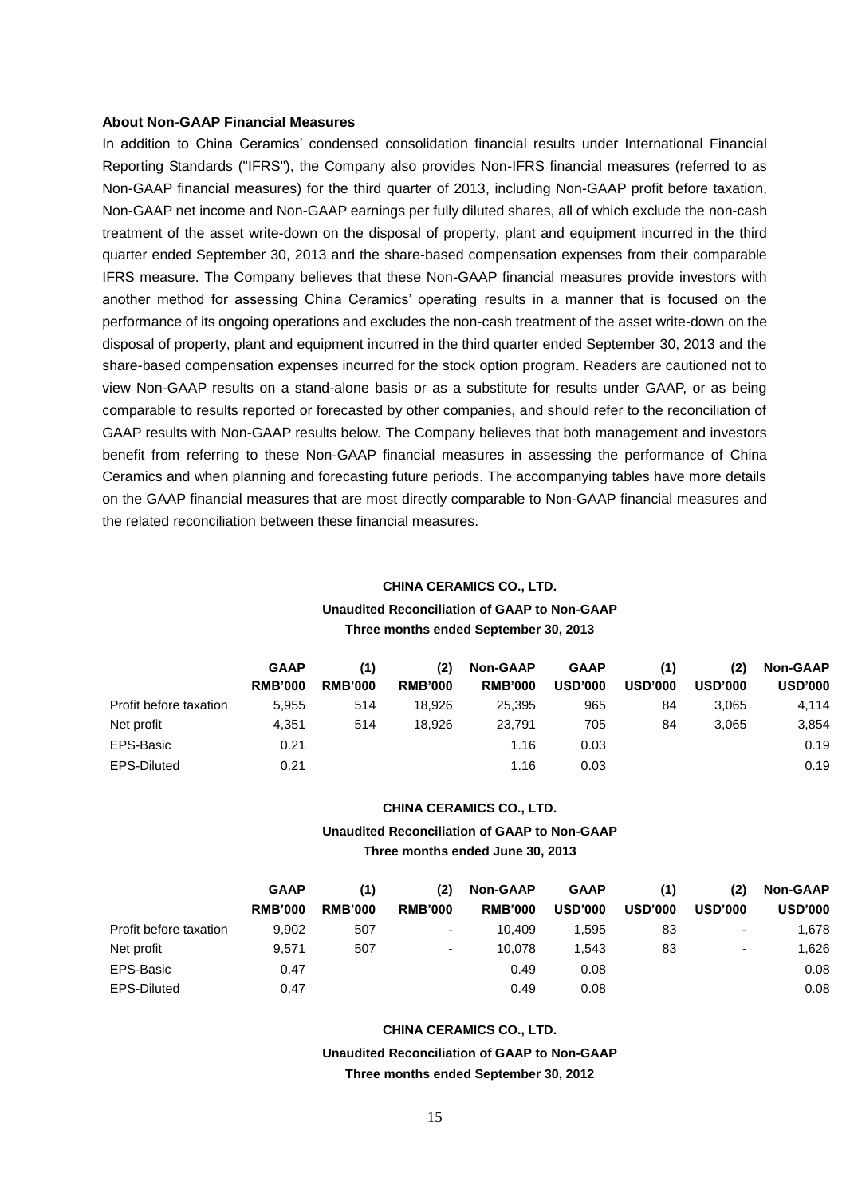### About Non-GAAP Financial Measures

In addition to China Ceramics' condensed consolidation financial results under International Financial Reporting Standards ("IFRS"), the Company also provides Non-IFRS financial measures (referred to as Non-GAAP financial measures) for the third quarter of 2013, including Non-GAAP profit before taxation, Non-GAAP net income and Non-GAAP earnings per fully diluted shares, all of which exclude the non-cash treatment of the asset write-down on the disposal of property, plant and equipment incurred in the third quarter ended September 30, 2013 and the share-based compensation expenses from their comparable IFRS measure. The Company believes that these Non-GAAP financial measures provide investors with another method for assessing China Ceramics' operating results in a manner that is focused on the performance of its ongoing operations and excludes the non-cash treatment of the asset write-down on the disposal of property, plant and equipment incurred in the third quarter ended September 30, 2013 and the share-based compensation expenses incurred for the stock option program. Readers are cautioned not to view Non-GAAP results on a stand-alone basis or as a substitute for results under GAAP, or as being comparable to results reported or forecasted by other companies, and should refer to the reconciliation of GAAP results with Non-GAAP results below. The Company believes that both management and investors benefit from referring to these Non-GAAP financial measures in assessing the performance of China Ceramics and when planning and forecasting future periods. The accompanying tables have more details on the GAAP financial measures that are most directly comparable to Non-GAAP financial measures and the related reconciliation between these financial measures.

**CHINA CERAMICS CO., LTD.**

**Unaudited Reconciliation of GAAP to Non-GAAP**

**Three months ended September 30, 2013**

| | GAAP RMB'000 | (1) RMB'000 | (2) RMB'000 | Non-GAAP RMB'000 | GAAP USD'000 | (1) USD'000 | (2) USD'000 | Non-GAAP USD'000 |
|---|---|---|---|---|---|---|---|---|
| Profit before taxation | 5,955 | 514 | 18,926 | 25,395 | 965 | 84 | 3,065 | 4,114 |
| Net profit | 4,351 | 514 | 18,926 | 23,791 | 705 | 84 | 3,065 | 3,854 |
| EPS-Basic | 0.21 | | | 1.16 | 0.03 | | | 0.19 |
| EPS-Diluted | 0.21 | | | 1.16 | 0.03 | | | 0.19 |

**CHINA CERAMICS CO., LTD.**

**Unaudited Reconciliation of GAAP to Non-GAAP**

**Three months ended June 30, 2013**

| | GAAP RMB'000 | (1) RMB'000 | (2) RMB'000 | Non-GAAP RMB'000 | GAAP USD'000 | (1) USD'000 | (2) USD'000 | Non-GAAP USD'000 |
|---|---|---|---|---|---|---|---|---|
| Profit before taxation | 9,902 | 507 | - | 10,409 | 1,595 | 83 | - | 1,678 |
| Net profit | 9,571 | 507 | - | 10,078 | 1,543 | 83 | - | 1,626 |
| EPS-Basic | 0.47 | | | 0.49 | 0.08 | | | 0.08 |
| EPS-Diluted | 0.47 | | | 0.49 | 0.08 | | | 0.08 |

**CHINA CERAMICS CO., LTD.**

**Unaudited Reconciliation of GAAP to Non-GAAP**

**Three months ended September 30, 2012**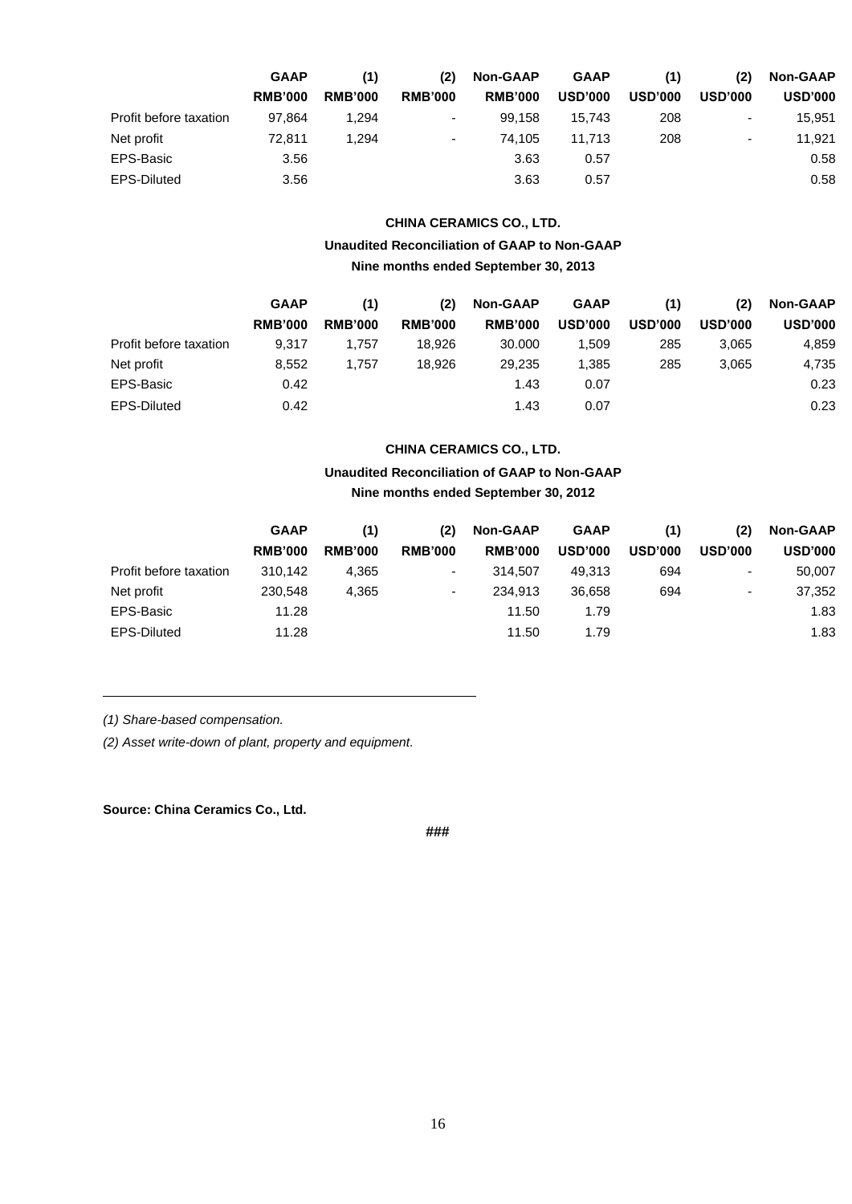| | GAAP | (1) | (2) | Non-GAAP | GAAP | (1) | (2) | Non-GAAP |
|---|---|---|---|---|---|---|---|---|
| | RMB'000 | RMB'000 | RMB'000 | RMB'000 | USD'000 | USD'000 | USD'000 | USD'000 |
| Profit before taxation | 97,864 | 1,294 | - | 99,158 | 15,743 | 208 | - | 15,951 |
| Net profit | 72,811 | 1,294 | - | 74,105 | 11,713 | 208 | - | 11,921 |
| EPS-Basic | 3.56 | | | 3.63 | 0.57 | | | 0.58 |
| EPS-Diluted | 3.56 | | | 3.63 | 0.57 | | | 0.58 |

**CHINA CERAMICS CO., LTD.**

**Unaudited Reconciliation of GAAP to Non-GAAP**

**Nine months ended September 30, 2013**

| | GAAP | (1) | (2) | Non-GAAP | GAAP | (1) | (2) | Non-GAAP |
|---|---|---|---|---|---|---|---|---|
| | RMB'000 | RMB'000 | RMB'000 | RMB'000 | USD'000 | USD'000 | USD'000 | USD'000 |
| Profit before taxation | 9,317 | 1,757 | 18,926 | 30.000 | 1,509 | 285 | 3,065 | 4,859 |
| Net profit | 8,552 | 1,757 | 18,926 | 29,235 | 1,385 | 285 | 3,065 | 4,735 |
| EPS-Basic | 0.42 | | | 1.43 | 0.07 | | | 0.23 |
| EPS-Diluted | 0.42 | | | 1.43 | 0.07 | | | 0.23 |

**CHINA CERAMICS CO., LTD.**

**Unaudited Reconciliation of GAAP to Non-GAAP**

**Nine months ended September 30, 2012**

| | GAAP | (1) | (2) | Non-GAAP | GAAP | (1) | (2) | Non-GAAP |
|---|---|---|---|---|---|---|---|---|
| | RMB'000 | RMB'000 | RMB'000 | RMB'000 | USD'000 | USD'000 | USD'000 | USD'000 |
| Profit before taxation | 310,142 | 4,365 | - | 314,507 | 49,313 | 694 | - | 50,007 |
| Net profit | 230,548 | 4,365 | - | 234,913 | 36,658 | 694 | - | 37,352 |
| EPS-Basic | 11.28 | | | 11.50 | 1.79 | | | 1.83 |
| EPS-Diluted | 11.28 | | | 11.50 | 1.79 | | | 1.83 |

*(1) Share-based compensation.*

*(2) Asset write-down of plant, property and equipment.*

**Source: China Ceramics Co., Ltd.**

###